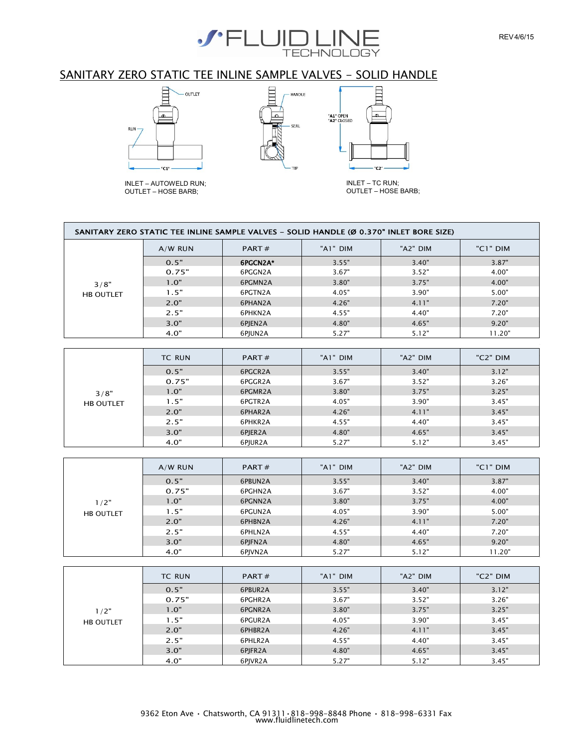# SANITARY ZERO STATIC TEE INLINE SAMPLE VALVES – SOLID HANDLE

OUTLET

RUN

"C1"

INLET – AUTOWELD RUN;
OUTLET – HOSE BARB;

HANDLE

SEAL

TIP

"A1" OPEN
"A2" CLOSED

"C2"

INLET – TC RUN;
OUTLET – HOSE BARB;

**SANITARY ZERO STATIC TEE INLINE SAMPLE VALVES – SOLID HANDLE (Ø 0.370" INLET BORE SIZE)**

| | A/W RUN | PART # | "A1" DIM | "A2" DIM | "C1" DIM |
|---|---|---|---|---|---|
| 3/8" HB OUTLET | 0.5" | **6PGCN2A*** | 3.55" | 3.40" | 3.87" |
| | 0.75" | 6PGGN2A | 3.67" | 3.52" | 4.00" |
| | 1.0" | 6PGMN2A | 3.80" | 3.75" | 4.00" |
| | 1.5" | 6PGTN2A | 4.05" | 3.90" | 5.00" |
| | 2.0" | 6PHAN2A | 4.26" | 4.11" | 7.20" |
| | 2.5" | 6PHKN2A | 4.55" | 4.40" | 7.20" |
| | 3.0" | 6PJEN2A | 4.80" | 4.65" | 9.20" |
| | 4.0" | 6PJUN2A | 5.27" | 5.12" | 11.20" |

| | TC RUN | PART # | "A1" DIM | "A2" DIM | "C2" DIM |
|---|---|---|---|---|---|
| 3/8" HB OUTLET | 0.5" | 6PGCR2A | 3.55" | 3.40" | 3.12" |
| | 0.75" | 6PGGR2A | 3.67" | 3.52" | 3.26" |
| | 1.0" | 6PGMR2A | 3.80" | 3.75" | 3.25" |
| | 1.5" | 6PGTR2A | 4.05" | 3.90" | 3.45" |
| | 2.0" | 6PHAR2A | 4.26" | 4.11" | 3.45" |
| | 2.5" | 6PHKR2A | 4.55" | 4.40" | 3.45" |
| | 3.0" | 6PJER2A | 4.80" | 4.65" | 3.45" |
| | 4.0" | 6PJUR2A | 5.27" | 5.12" | 3.45" |

| | A/W RUN | PART # | "A1" DIM | "A2" DIM | "C1" DIM |
|---|---|---|---|---|---|
| 1/2" HB OUTLET | 0.5" | 6PBUN2A | 3.55" | 3.40" | 3.87" |
| | 0.75" | 6PGHN2A | 3.67" | 3.52" | 4.00" |
| | 1.0" | 6PGNN2A | 3.80" | 3.75" | 4.00" |
| | 1.5" | 6PGUN2A | 4.05" | 3.90" | 5.00" |
| | 2.0" | 6PHBN2A | 4.26" | 4.11" | 7.20" |
| | 2.5" | 6PHLN2A | 4.55" | 4.40" | 7.20" |
| | 3.0" | 6PJFN2A | 4.80" | 4.65" | 9.20" |
| | 4.0" | 6PJVN2A | 5.27" | 5.12" | 11.20" |

| | TC RUN | PART # | "A1" DIM | "A2" DIM | "C2" DIM |
|---|---|---|---|---|---|
| 1/2" HB OUTLET | 0.5" | 6PBUR2A | 3.55" | 3.40" | 3.12" |
| | 0.75" | 6PGHR2A | 3.67" | 3.52" | 3.26" |
| | 1.0" | 6PGNR2A | 3.80" | 3.75" | 3.25" |
| | 1.5" | 6PGUR2A | 4.05" | 3.90" | 3.45" |
| | 2.0" | 6PHBR2A | 4.26" | 4.11" | 3.45" |
| | 2.5" | 6PHLR2A | 4.55" | 4.40" | 3.45" |
| | 3.0" | 6PJFR2A | 4.80" | 4.65" | 3.45" |
| | 4.0" | 6PJVR2A | 5.27" | 5.12" | 3.45" |

9362 Eton Ave • Chatsworth, CA 91311 • 818-998-8848 Phone • 818-998-6331 Fax
www.fluidlinetech.com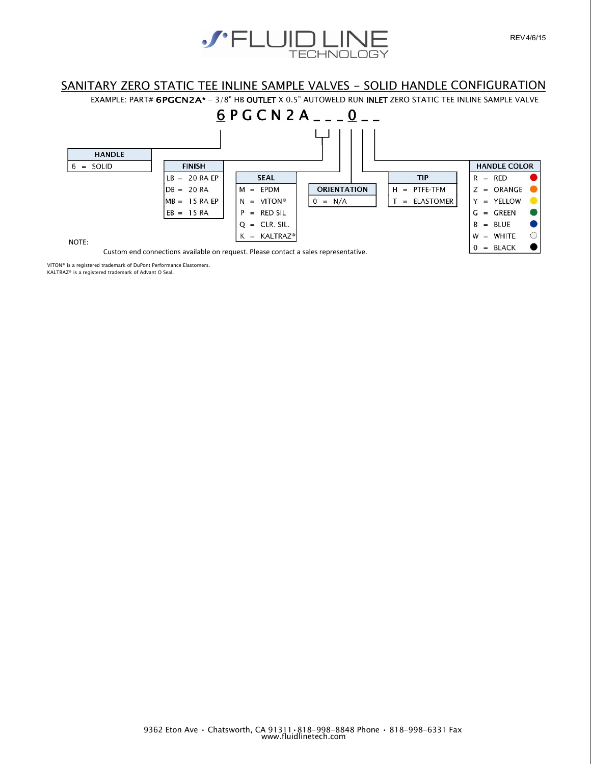# SANITARY ZERO STATIC TEE INLINE SAMPLE VALVES – SOLID HANDLE CONFIGURATION

EXAMPLE: PART# **6PGCN2A*** – 3/8" HB **OUTLET** X 0.5" AUTOWELD RUN **INLET** ZERO STATIC TEE INLINE SAMPLE VALVE

**6 P G C N 2 A _ _ _ 0 _ _**

| HANDLE | |
|---|---|
| 6 | = SOLID |

| FINISH | |
|---|---|
| LB | = 20 RA EP |
| DB | = 20 RA |
| MB | = 15 RA EP |
| EB | = 15 RA |

| SEAL | |
|---|---|
| M | = EPDM |
| N | = VITON® |
| P | = RED SIL |
| Q | = CLR. SIL. |
| K | = KALTRAZ® |

| ORIENTATION | |
|---|---|
| 0 | = N/A |

| TIP | |
|---|---|
| H | = PTFE-TFM |
| T | = ELASTOMER |

| HANDLE COLOR | |
|---|---|
| R | = RED |
| Z | = ORANGE |
| Y | = YELLOW |
| G | = GREEN |
| B | = BLUE |
| W | = WHITE |
| 0 | = BLACK |

NOTE:

Custom end connections available on request. Please contact a sales representative.

VITON® is a registered trademark of DuPont Performance Elastomers.
KALTRAZ® is a registered trademark of Advant O Seal.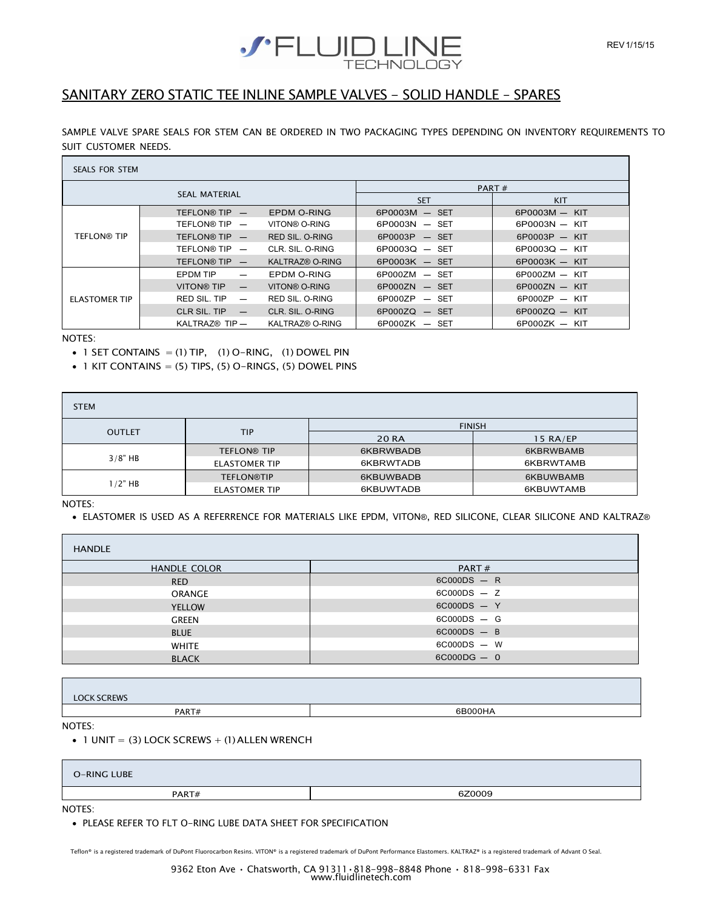FLUID LINE TECHNOLOGY

REV 1/15/15

# SANITARY ZERO STATIC TEE INLINE SAMPLE VALVES - SOLID HANDLE - SPARES

SAMPLE VALVE SPARE SEALS FOR STEM CAN BE ORDERED IN TWO PACKAGING TYPES DEPENDING ON INVENTORY REQUIREMENTS TO SUIT CUSTOMER NEEDS.

**SEALS FOR STEM**

| SEAL MATERIAL | | PART # | |
|---|---|---|---|
| | | SET | KIT |
| TEFLON® TIP | TEFLON® TIP — EPDM O-RING | 6P0003M — SET | 6P0003M — KIT |
| | TEFLON® TIP — VITON® O-RING | 6P0003N — SET | 6P0003N — KIT |
| | TEFLON® TIP — RED SIL. O-RING | 6P0003P — SET | 6P0003P — KIT |
| | TEFLON® TIP — CLR. SIL. O-RING | 6P0003Q — SET | 6P0003Q — KIT |
| | TEFLON® TIP — KALTRAZ® O-RING | 6P0003K — SET | 6P0003K — KIT |
| ELASTOMER TIP | EPDM TIP — EPDM O-RING | 6P000ZM — SET | 6P000ZM — KIT |
| | VITON® TIP — VITON® O-RING | 6P000ZN — SET | 6P000ZN — KIT |
| | RED SIL. TIP — RED SIL. O-RING | 6P000ZP — SET | 6P000ZP — KIT |
| | CLR SIL. TIP — CLR. SIL. O-RING | 6P000ZQ — SET | 6P000ZQ — KIT |
| | KALTRAZ® TIP — KALTRAZ® O-RING | 6P000ZK — SET | 6P000ZK — KIT |

NOTES:

- 1 SET CONTAINS = (1) TIP, (1) O-RING, (1) DOWEL PIN
- 1 KIT CONTAINS = (5) TIPS, (5) O-RINGS, (5) DOWEL PINS

**STEM**

| OUTLET | TIP | FINISH | |
|---|---|---|---|
| | | 20 RA | 15 RA/EP |
| 3/8" HB | TEFLON® TIP | 6KBRWBADB | 6KBRWBAMB |
| | ELASTOMER TIP | 6KBRWTADB | 6KBRWTAMB |
| 1/2" HB | TEFLON®TIP | 6KBUWBADB | 6KBUWBAMB |
| | ELASTOMER TIP | 6KBUWTADB | 6KBUWTAMB |

NOTES:

- ELASTOMER IS USED AS A REFERRENCE FOR MATERIALS LIKE EPDM, VITON®, RED SILICONE, CLEAR SILICONE AND KALTRAZ®

**HANDLE**

| HANDLE COLOR | PART # |
|---|---|
| RED | 6C000DS — R |
| ORANGE | 6C000DS — Z |
| YELLOW | 6C000DS — Y |
| GREEN | 6C000DS — G |
| BLUE | 6C000DS — B |
| WHITE | 6C000DS — W |
| BLACK | 6C000DG — 0 |

**LOCK SCREWS**

| | |
|---|---|
| PART# | 6B000HA |

NOTES:

- 1 UNIT = (3) LOCK SCREWS + (1) ALLEN WRENCH

**O-RING LUBE**

| | |
|---|---|
| PART# | 6Z0009 |

NOTES:

- PLEASE REFER TO FLT O-RING LUBE DATA SHEET FOR SPECIFICATION

Teflon® is a registered trademark of DuPont Fluorocarbon Resins. VITON® is a registered trademark of DuPont Performance Elastomers. KALTRAZ® is a registered trademark of Advant O Seal.

9362 Eton Ave • Chatsworth, CA 91311 • 818-998-8848 Phone • 818-998-6331 Fax
www.fluidlinetech.com